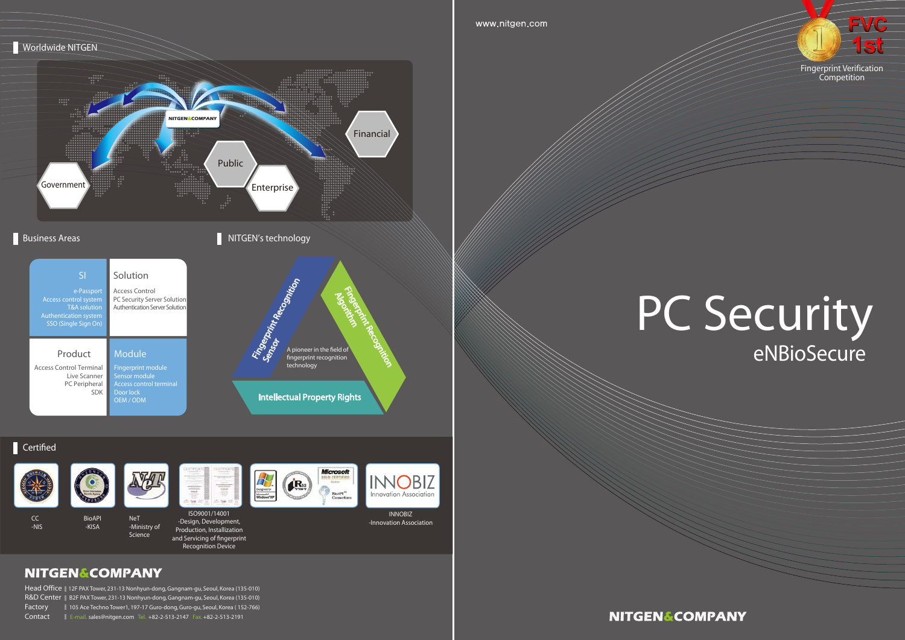## Worldwide NITGEN

NITGEN&COMPANY

Government

Public

Enterprise

Financial

## Business Areas

| SI | Solution |
|---|---|
| e-Passport<br>Access control system<br>T&A solution<br>Authentication system<br>SSO (Single Sign On) | Access Control<br>PC Security Server Solution<br>Authentication Server Solution |

| Product | Module |
|---|---|
| Access Control Terminal<br>Live Scanner<br>PC Peripheral<br>SDK | Fingerprint module<br>Sensor module<br>Access control terminal<br>Door lock<br>OEM / ODM |

## NITGEN's technology

- Fingerprint Recognition Sensor
- Fingerprint Recognition Algorithm
- Intellectual Property Rights

A pioneer in the field of fingerprint recognition technology

## Certified

- CC -NIS
- BioAPI -KISA
- NeT -Ministry of Science
- ISO9001/14001 -Design, Development, Production, Installization and Servicing of fingerprint Recognition Device
- INNOBIZ -Innovation Association

**NITGEN&COMPANY**

Head Office | 12F PAX Tower, 231-13 Nonhyun-dong, Gangnam-gu, Seoul, Korea (135-010)
R&D Center | B2F PAX Tower, 231-13 Nonhyun-dong, Gangnam-gu, Seoul, Korea (135-010)
Factory | 105 Ace Techno Tower1, 197-17 Guro-dong, Guro-gu, Seoul, Korea ( 152-766)
Contact | E-mail. sales@nitgen.com Tel. +82-2-513-2147 Fax. +82-2-513-2191

www.nitgen.com

FVC 1st
Fingerprint Verification Competition

# PC Security

## eNBioSecure

**NITGEN&COMPANY**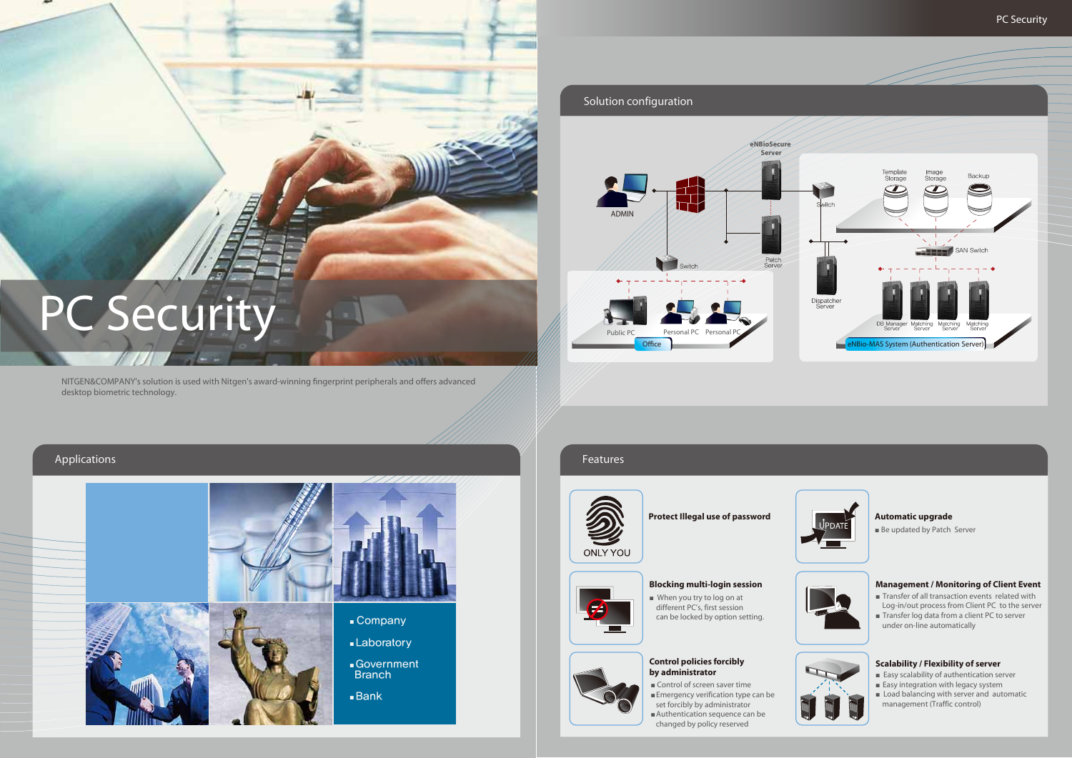# PC Security

NITGEN&COMPANY's solution is used with Nitgen's award-winning fingerprint peripherals and offers advanced desktop biometric technology.

## Applications

- Company
- Laboratory
- Government Branch
- Bank

## Solution configuration

eNBioSecure Server

ADMIN

Switch

Patch Server

Public PC

Personal PC

Personal PC

Office

Switch

Dispatcher Server

Template Storage

Image Storage

Backup

SAN Switch

DB Manager Server

Matching Server

Matching Server

Matching Server

eNBio-MAS System (Authentication Server)

## Features

ONLY YOU

**Protect Illegal use of password**

UPDATE

**Automatic upgrade**

- Be updated by Patch Server

**Blocking multi-login session**

- When you try to log on at different PC's, first session can be locked by option setting.

**Management / Monitoring of Client Event**

- Transfer of all transaction events related with Log-in/out process from Client PC to the server
- Transfer log data from a client PC to server under on-line automatically

**Control policies forcibly by administrator**

- Control of screen saver time
- Emergency verification type can be set forcibly by administrator
- Authentication sequence can be changed by policy reserved

**Scalability / Flexibility of server**

- Easy scalability of authentication server
- Easy integration with legacy system
- Load balancing with server and automatic management (Traffic control)